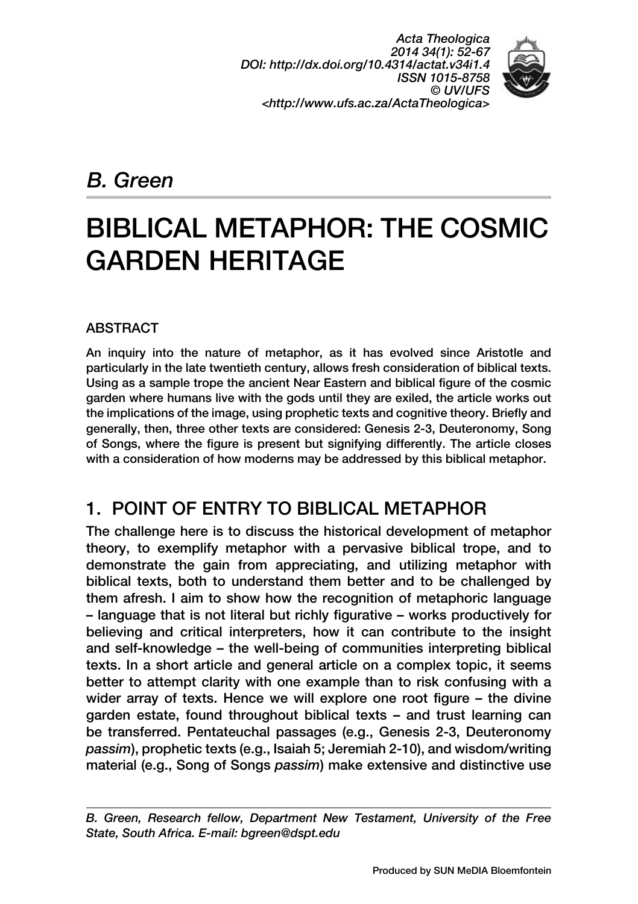*B. Green*

# BIBLICAL METAPHOR: THE COSMIC GARDEN HERITAGE

## ABSTRACT

An inquiry into the nature of metaphor, as it has evolved since Aristotle and particularly in the late twentieth century, allows fresh consideration of biblical texts. Using as a sample trope the ancient Near Eastern and biblical figure of the cosmic garden where humans live with the gods until they are exiled, the article works out the implications of the image, using prophetic texts and cognitive theory. Briefly and generally, then, three other texts are considered: Genesis 2-3, Deuteronomy, Song of Songs, where the figure is present but signifying differently. The article closes with a consideration of how moderns may be addressed by this biblical metaphor.

## 1. POINT OF ENTRY TO BIBLICAL METAPHOR

The challenge here is to discuss the historical development of metaphor theory, to exemplify metaphor with a pervasive biblical trope, and to demonstrate the gain from appreciating, and utilizing metaphor with biblical texts, both to understand them better and to be challenged by them afresh. I aim to show how the recognition of metaphoric language – language that is not literal but richly figurative – works productively for believing and critical interpreters, how it can contribute to the insight and self-knowledge – the well-being of communities interpreting biblical texts. In a short article and general article on a complex topic, it seems better to attempt clarity with one example than to risk confusing with a wider array of texts. Hence we will explore one root figure – the divine garden estate, found throughout biblical texts – and trust learning can be transferred. Pentateuchal passages (e.g., Genesis 2-3, Deuteronomy *passim*), prophetic texts (e.g., Isaiah 5; Jeremiah 2-10), and wisdom/writing material (e.g., Song of Songs *passim*) make extensive and distinctive use

*B. Green, Research fellow, Department New Testament, University of the Free State, South Africa. E-mail: bgreen@dspt.edu*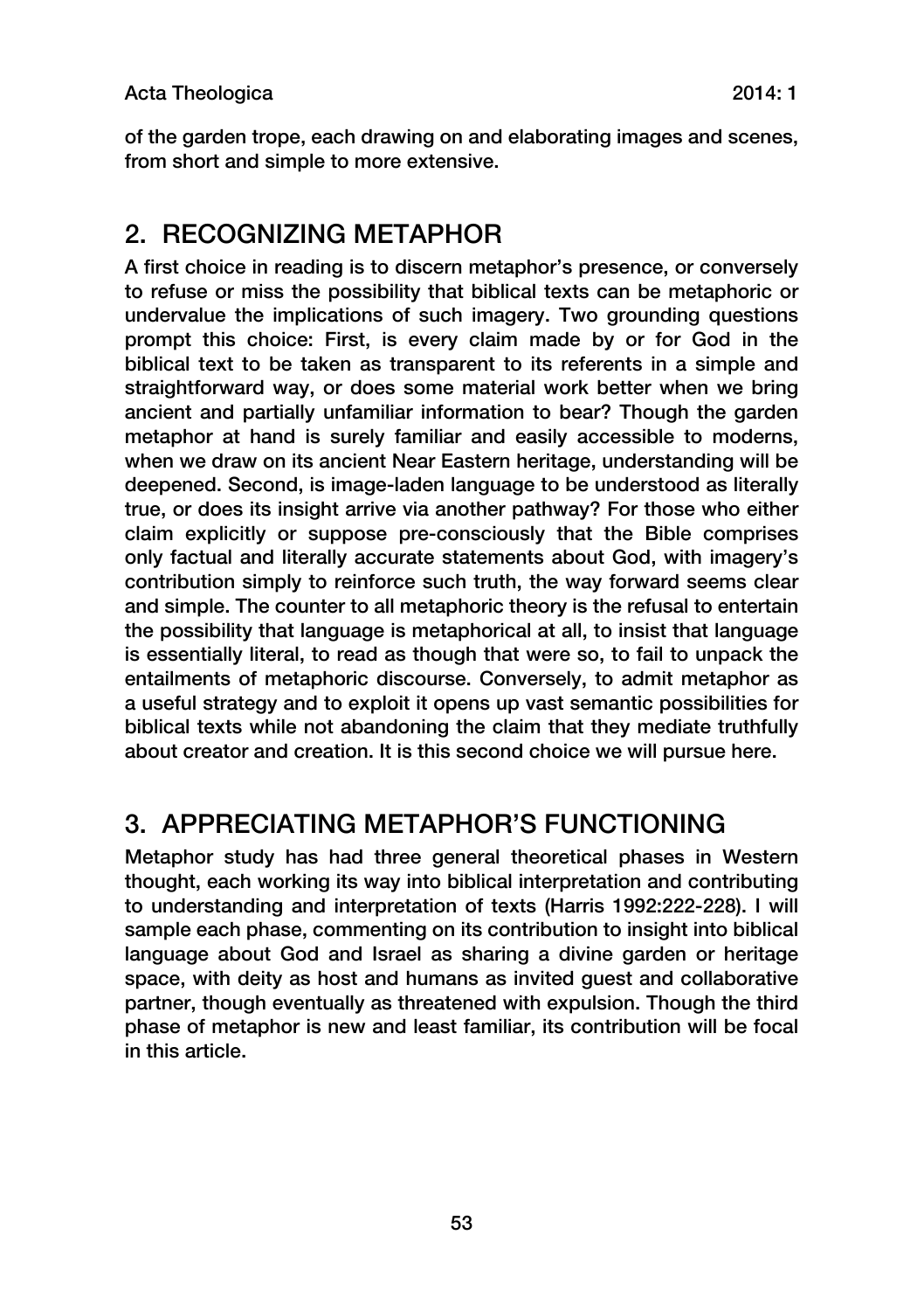of the garden trope, each drawing on and elaborating images and scenes, from short and simple to more extensive.

## 2. RECOGNIZING METAPHOR

A first choice in reading is to discern metaphor's presence, or conversely to refuse or miss the possibility that biblical texts can be metaphoric or undervalue the implications of such imagery. Two grounding questions prompt this choice: First, is every claim made by or for God in the biblical text to be taken as transparent to its referents in a simple and straightforward way, or does some material work better when we bring ancient and partially unfamiliar information to bear? Though the garden metaphor at hand is surely familiar and easily accessible to moderns, when we draw on its ancient Near Eastern heritage, understanding will be deepened. Second, is image-laden language to be understood as literally true, or does its insight arrive via another pathway? For those who either claim explicitly or suppose pre-consciously that the Bible comprises only factual and literally accurate statements about God, with imagery's contribution simply to reinforce such truth, the way forward seems clear and simple. The counter to all metaphoric theory is the refusal to entertain the possibility that language is metaphorical at all, to insist that language is essentially literal, to read as though that were so, to fail to unpack the entailments of metaphoric discourse. Conversely, to admit metaphor as a useful strategy and to exploit it opens up vast semantic possibilities for biblical texts while not abandoning the claim that they mediate truthfully about creator and creation. It is this second choice we will pursue here.

## 3. APPRECIATING METAPHOR'S FUNCTIONING

Metaphor study has had three general theoretical phases in Western thought, each working its way into biblical interpretation and contributing to understanding and interpretation of texts (Harris 1992:222-228). I will sample each phase, commenting on its contribution to insight into biblical language about God and Israel as sharing a divine garden or heritage space, with deity as host and humans as invited guest and collaborative partner, though eventually as threatened with expulsion. Though the third phase of metaphor is new and least familiar, its contribution will be focal in this article.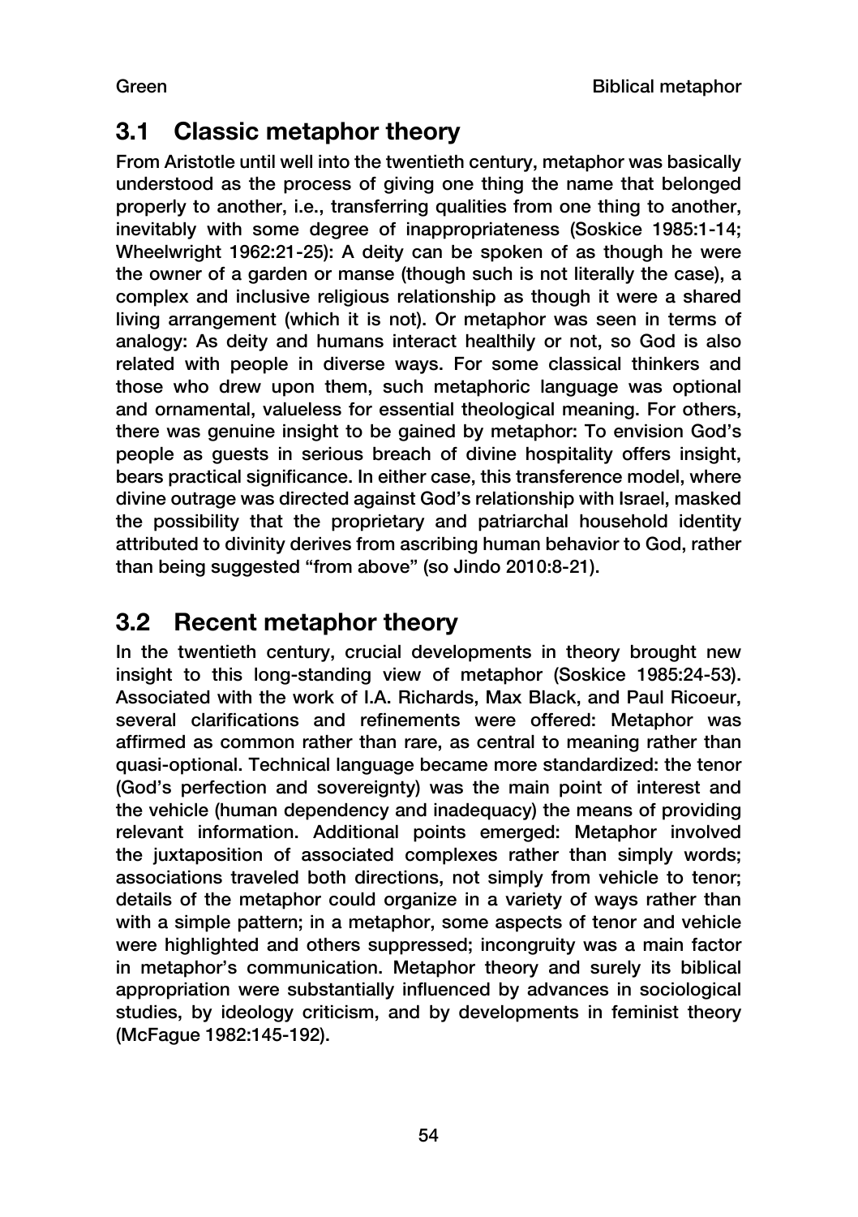## 3.1 Classic metaphor theory

From Aristotle until well into the twentieth century, metaphor was basically understood as the process of giving one thing the name that belonged properly to another, i.e., transferring qualities from one thing to another, inevitably with some degree of inappropriateness (Soskice 1985:1-14; Wheelwright 1962:21-25): A deity can be spoken of as though he were the owner of a garden or manse (though such is not literally the case), a complex and inclusive religious relationship as though it were a shared living arrangement (which it is not). Or metaphor was seen in terms of analogy: As deity and humans interact healthily or not, so God is also related with people in diverse ways. For some classical thinkers and those who drew upon them, such metaphoric language was optional and ornamental, valueless for essential theological meaning. For others, there was genuine insight to be gained by metaphor: To envision God's people as guests in serious breach of divine hospitality offers insight, bears practical significance. In either case, this transference model, where divine outrage was directed against God's relationship with Israel, masked the possibility that the proprietary and patriarchal household identity attributed to divinity derives from ascribing human behavior to God, rather than being suggested "from above" (so Jindo 2010:8-21).

## 3.2 Recent metaphor theory

In the twentieth century, crucial developments in theory brought new insight to this long-standing view of metaphor (Soskice 1985:24-53). Associated with the work of I.A. Richards, Max Black, and Paul Ricoeur, several clarifications and refinements were offered: Metaphor was affirmed as common rather than rare, as central to meaning rather than quasi-optional. Technical language became more standardized: the tenor (God's perfection and sovereignty) was the main point of interest and the vehicle (human dependency and inadequacy) the means of providing relevant information. Additional points emerged: Metaphor involved the juxtaposition of associated complexes rather than simply words; associations traveled both directions, not simply from vehicle to tenor; details of the metaphor could organize in a variety of ways rather than with a simple pattern; in a metaphor, some aspects of tenor and vehicle were highlighted and others suppressed; incongruity was a main factor in metaphor's communication. Metaphor theory and surely its biblical appropriation were substantially influenced by advances in sociological studies, by ideology criticism, and by developments in feminist theory (McFague 1982:145-192).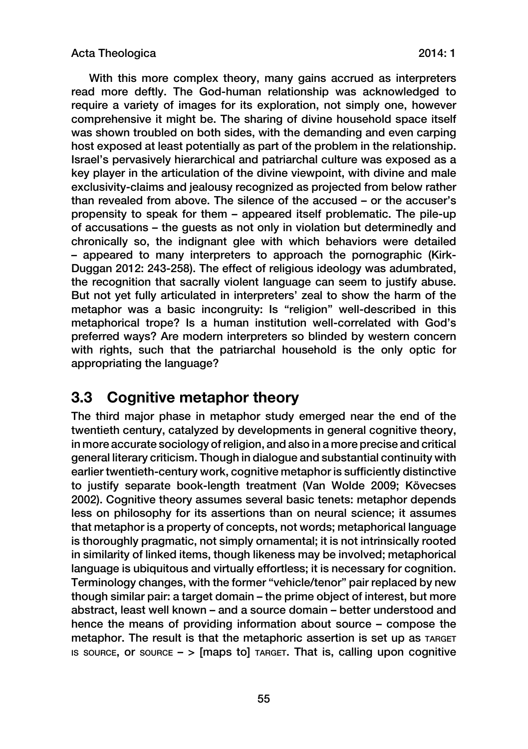With this more complex theory, many gains accrued as interpreters read more deftly. The God-human relationship was acknowledged to require a variety of images for its exploration, not simply one, however comprehensive it might be. The sharing of divine household space itself was shown troubled on both sides, with the demanding and even carping host exposed at least potentially as part of the problem in the relationship. Israel's pervasively hierarchical and patriarchal culture was exposed as a key player in the articulation of the divine viewpoint, with divine and male exclusivity-claims and jealousy recognized as projected from below rather than revealed from above. The silence of the accused – or the accuser's propensity to speak for them – appeared itself problematic. The pile-up of accusations – the guests as not only in violation but determinedly and chronically so, the indignant glee with which behaviors were detailed – appeared to many interpreters to approach the pornographic (Kirk-Duggan 2012: 243-258). The effect of religious ideology was adumbrated, the recognition that sacrally violent language can seem to justify abuse. But not yet fully articulated in interpreters' zeal to show the harm of the metaphor was a basic incongruity: Is "religion" well-described in this metaphorical trope? Is a human institution well-correlated with God's preferred ways? Are modern interpreters so blinded by western concern with rights, such that the patriarchal household is the only optic for appropriating the language?

## 3.3 Cognitive metaphor theory

The third major phase in metaphor study emerged near the end of the twentieth century, catalyzed by developments in general cognitive theory, in more accurate sociology of religion, and also in a more precise and critical general literary criticism. Though in dialogue and substantial continuity with earlier twentieth-century work, cognitive metaphor is sufficiently distinctive to justify separate book-length treatment (Van Wolde 2009; Kövecses 2002). Cognitive theory assumes several basic tenets: metaphor depends less on philosophy for its assertions than on neural science; it assumes that metaphor is a property of concepts, not words; metaphorical language is thoroughly pragmatic, not simply ornamental; it is not intrinsically rooted in similarity of linked items, though likeness may be involved; metaphorical language is ubiquitous and virtually effortless; it is necessary for cognition. Terminology changes, with the former "vehicle/tenor" pair replaced by new though similar pair: a target domain – the prime object of interest, but more abstract, least well known – and a source domain – better understood and hence the means of providing information about source – compose the metaphor. The result is that the metaphoric assertion is set up as TARGET IS SOURCE, or SOURCE – > [maps to] TARGET. That is, calling upon cognitive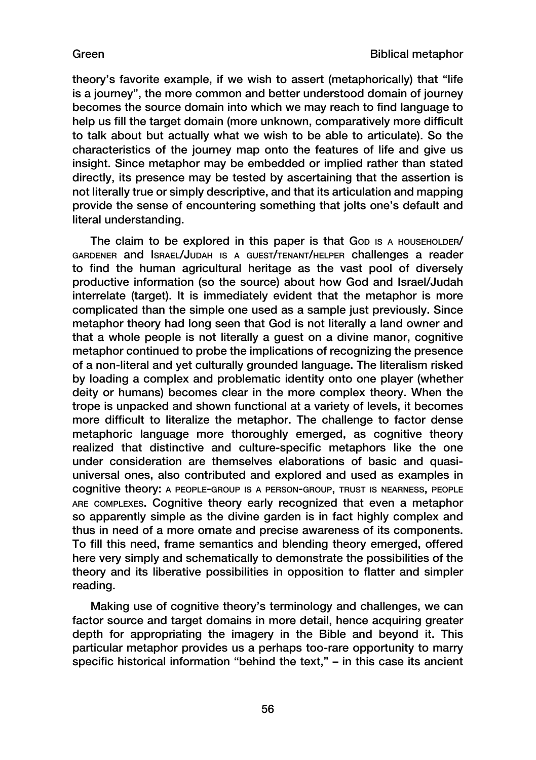theory's favorite example, if we wish to assert (metaphorically) that "life is a journey", the more common and better understood domain of journey becomes the source domain into which we may reach to find language to help us fill the target domain (more unknown, comparatively more difficult to talk about but actually what we wish to be able to articulate). So the characteristics of the journey map onto the features of life and give us insight. Since metaphor may be embedded or implied rather than stated directly, its presence may be tested by ascertaining that the assertion is not literally true or simply descriptive, and that its articulation and mapping provide the sense of encountering something that jolts one's default and literal understanding.

The claim to be explored in this paper is that God is a householder/gardener and Israel/Judah is a guest/tenant/helper challenges a reader to find the human agricultural heritage as the vast pool of diversely productive information (so the source) about how God and Israel/Judah interrelate (target). It is immediately evident that the metaphor is more complicated than the simple one used as a sample just previously. Since metaphor theory had long seen that God is not literally a land owner and that a whole people is not literally a guest on a divine manor, cognitive metaphor continued to probe the implications of recognizing the presence of a non-literal and yet culturally grounded language. The literalism risked by loading a complex and problematic identity onto one player (whether deity or humans) becomes clear in the more complex theory. When the trope is unpacked and shown functional at a variety of levels, it becomes more difficult to literalize the metaphor. The challenge to factor dense metaphoric language more thoroughly emerged, as cognitive theory realized that distinctive and culture-specific metaphors like the one under consideration are themselves elaborations of basic and quasi-universal ones, also contributed and explored and used as examples in cognitive theory: a people-group is a person-group, trust is nearness, people are complexes. Cognitive theory early recognized that even a metaphor so apparently simple as the divine garden is in fact highly complex and thus in need of a more ornate and precise awareness of its components. To fill this need, frame semantics and blending theory emerged, offered here very simply and schematically to demonstrate the possibilities of the theory and its liberative possibilities in opposition to flatter and simpler reading.

Making use of cognitive theory's terminology and challenges, we can factor source and target domains in more detail, hence acquiring greater depth for appropriating the imagery in the Bible and beyond it. This particular metaphor provides us a perhaps too-rare opportunity to marry specific historical information "behind the text," – in this case its ancient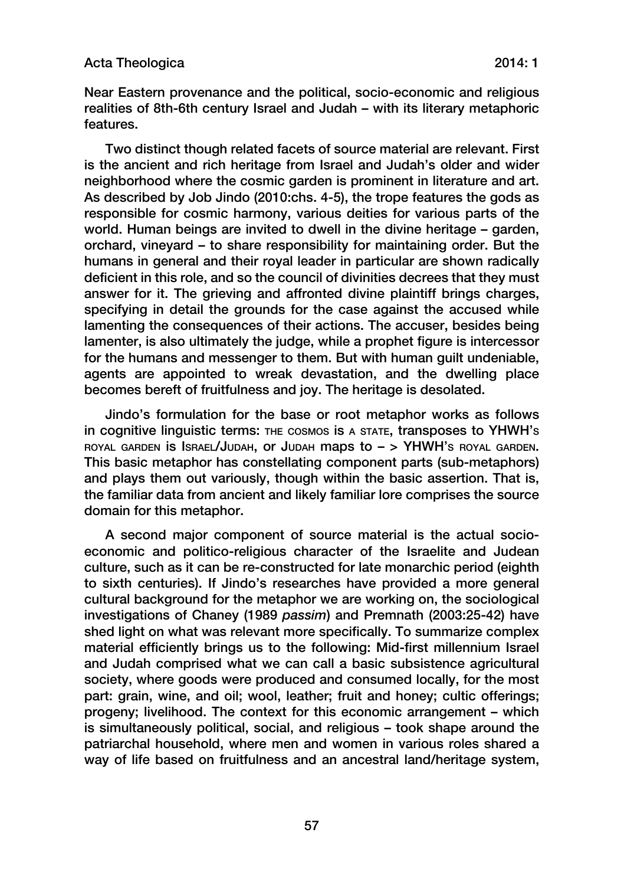Near Eastern provenance and the political, socio-economic and religious realities of 8th-6th century Israel and Judah – with its literary metaphoric features.

Two distinct though related facets of source material are relevant. First is the ancient and rich heritage from Israel and Judah's older and wider neighborhood where the cosmic garden is prominent in literature and art. As described by Job Jindo (2010:chs. 4-5), the trope features the gods as responsible for cosmic harmony, various deities for various parts of the world. Human beings are invited to dwell in the divine heritage – garden, orchard, vineyard – to share responsibility for maintaining order. But the humans in general and their royal leader in particular are shown radically deficient in this role, and so the council of divinities decrees that they must answer for it. The grieving and affronted divine plaintiff brings charges, specifying in detail the grounds for the case against the accused while lamenting the consequences of their actions. The accuser, besides being lamenter, is also ultimately the judge, while a prophet figure is intercessor for the humans and messenger to them. But with human guilt undeniable, agents are appointed to wreak devastation, and the dwelling place becomes bereft of fruitfulness and joy. The heritage is desolated.

Jindo's formulation for the base or root metaphor works as follows in cognitive linguistic terms: THE COSMOS is A STATE, transposes to YHWH'S ROYAL GARDEN is ISRAEL/JUDAH, or JUDAH maps to – > YHWH'S ROYAL GARDEN. This basic metaphor has constellating component parts (sub-metaphors) and plays them out variously, though within the basic assertion. That is, the familiar data from ancient and likely familiar lore comprises the source domain for this metaphor.

A second major component of source material is the actual socio-economic and politico-religious character of the Israelite and Judean culture, such as it can be re-constructed for late monarchic period (eighth to sixth centuries). If Jindo's researches have provided a more general cultural background for the metaphor we are working on, the sociological investigations of Chaney (1989 *passim*) and Premnath (2003:25-42) have shed light on what was relevant more specifically. To summarize complex material efficiently brings us to the following: Mid-first millennium Israel and Judah comprised what we can call a basic subsistence agricultural society, where goods were produced and consumed locally, for the most part: grain, wine, and oil; wool, leather; fruit and honey; cultic offerings; progeny; livelihood. The context for this economic arrangement – which is simultaneously political, social, and religious – took shape around the patriarchal household, where men and women in various roles shared a way of life based on fruitfulness and an ancestral land/heritage system,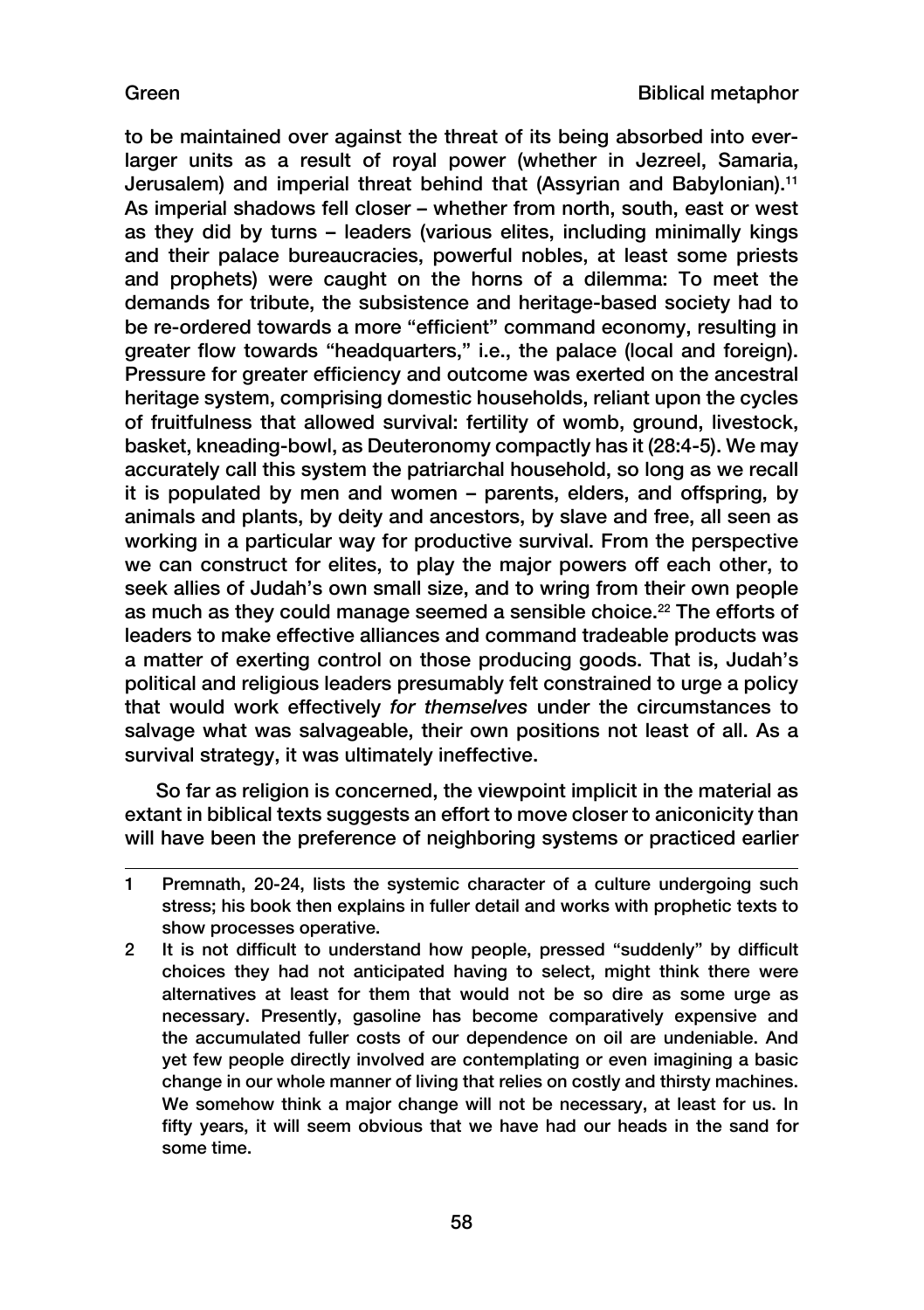to be maintained over against the threat of its being absorbed into ever-larger units as a result of royal power (whether in Jezreel, Samaria, Jerusalem) and imperial threat behind that (Assyrian and Babylonian).[11] As imperial shadows fell closer – whether from north, south, east or west as they did by turns – leaders (various elites, including minimally kings and their palace bureaucracies, powerful nobles, at least some priests and prophets) were caught on the horns of a dilemma: To meet the demands for tribute, the subsistence and heritage-based society had to be re-ordered towards a more "efficient" command economy, resulting in greater flow towards "headquarters," i.e., the palace (local and foreign). Pressure for greater efficiency and outcome was exerted on the ancestral heritage system, comprising domestic households, reliant upon the cycles of fruitfulness that allowed survival: fertility of womb, ground, livestock, basket, kneading-bowl, as Deuteronomy compactly has it (28:4-5). We may accurately call this system the patriarchal household, so long as we recall it is populated by men and women – parents, elders, and offspring, by animals and plants, by deity and ancestors, by slave and free, all seen as working in a particular way for productive survival. From the perspective we can construct for elites, to play the major powers off each other, to seek allies of Judah's own small size, and to wring from their own people as much as they could manage seemed a sensible choice.[22] The efforts of leaders to make effective alliances and command tradeable products was a matter of exerting control on those producing goods. That is, Judah's political and religious leaders presumably felt constrained to urge a policy that would work effectively *for themselves* under the circumstances to salvage what was salvageable, their own positions not least of all. As a survival strategy, it was ultimately ineffective.

So far as religion is concerned, the viewpoint implicit in the material as extant in biblical texts suggests an effort to move closer to aniconicity than will have been the preference of neighboring systems or practiced earlier

---

1 Premnath, 20-24, lists the systemic character of a culture undergoing such stress; his book then explains in fuller detail and works with prophetic texts to show processes operative.

2 It is not difficult to understand how people, pressed "suddenly" by difficult choices they had not anticipated having to select, might think there were alternatives at least for them that would not be so dire as some urge as necessary. Presently, gasoline has become comparatively expensive and the accumulated fuller costs of our dependence on oil are undeniable. And yet few people directly involved are contemplating or even imagining a basic change in our whole manner of living that relies on costly and thirsty machines. We somehow think a major change will not be necessary, at least for us. In fifty years, it will seem obvious that we have had our heads in the sand for some time.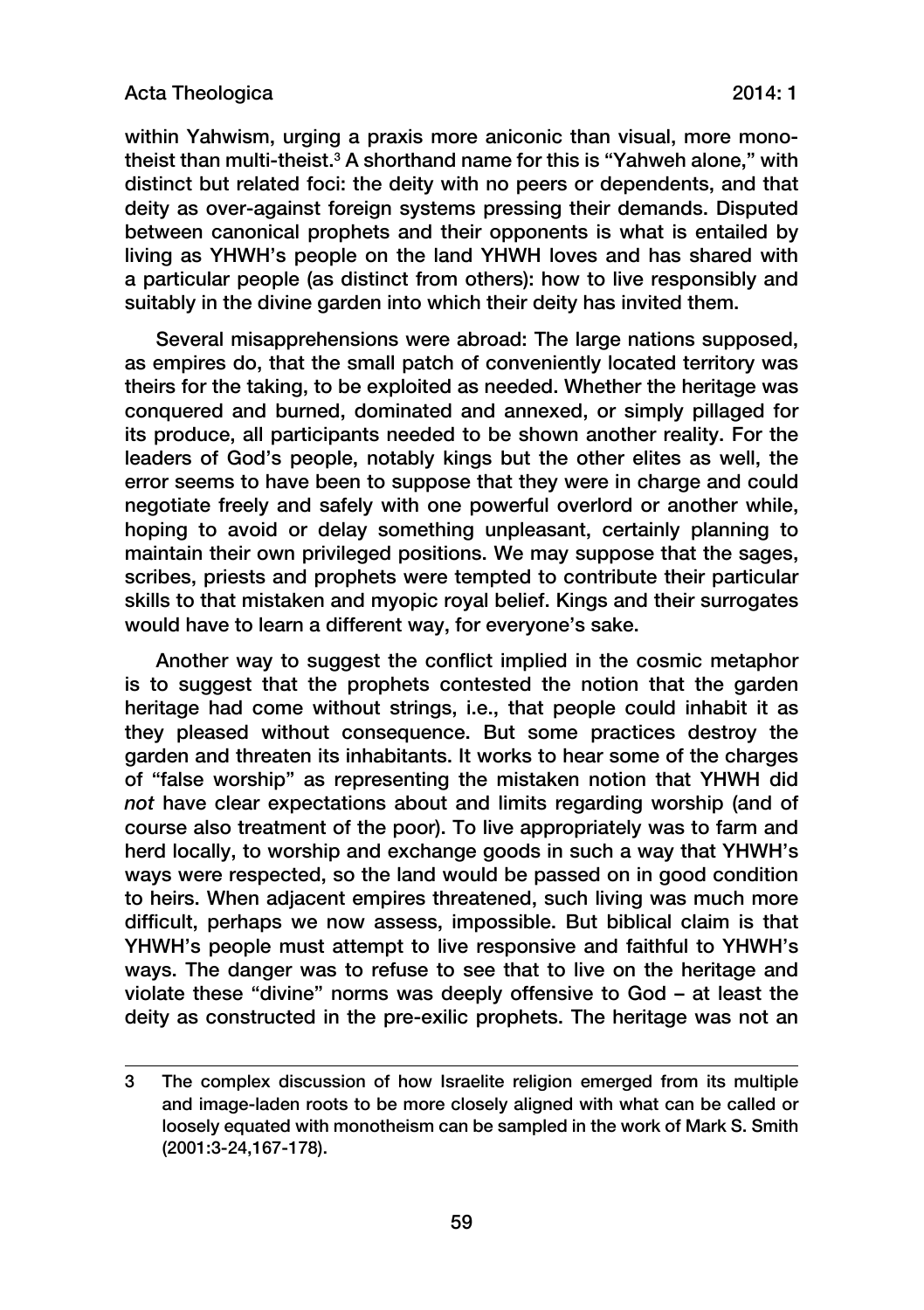within Yahwism, urging a praxis more aniconic than visual, more monotheist than multi-theist.[3] A shorthand name for this is "Yahweh alone," with distinct but related foci: the deity with no peers or dependents, and that deity as over-against foreign systems pressing their demands. Disputed between canonical prophets and their opponents is what is entailed by living as YHWH's people on the land YHWH loves and has shared with a particular people (as distinct from others): how to live responsibly and suitably in the divine garden into which their deity has invited them.

Several misapprehensions were abroad: The large nations supposed, as empires do, that the small patch of conveniently located territory was theirs for the taking, to be exploited as needed. Whether the heritage was conquered and burned, dominated and annexed, or simply pillaged for its produce, all participants needed to be shown another reality. For the leaders of God's people, notably kings but the other elites as well, the error seems to have been to suppose that they were in charge and could negotiate freely and safely with one powerful overlord or another while, hoping to avoid or delay something unpleasant, certainly planning to maintain their own privileged positions. We may suppose that the sages, scribes, priests and prophets were tempted to contribute their particular skills to that mistaken and myopic royal belief. Kings and their surrogates would have to learn a different way, for everyone's sake.

Another way to suggest the conflict implied in the cosmic metaphor is to suggest that the prophets contested the notion that the garden heritage had come without strings, i.e., that people could inhabit it as they pleased without consequence. But some practices destroy the garden and threaten its inhabitants. It works to hear some of the charges of "false worship" as representing the mistaken notion that YHWH did *not* have clear expectations about and limits regarding worship (and of course also treatment of the poor). To live appropriately was to farm and herd locally, to worship and exchange goods in such a way that YHWH's ways were respected, so the land would be passed on in good condition to heirs. When adjacent empires threatened, such living was much more difficult, perhaps we now assess, impossible. But biblical claim is that YHWH's people must attempt to live responsive and faithful to YHWH's ways. The danger was to refuse to see that to live on the heritage and violate these "divine" norms was deeply offensive to God – at least the deity as constructed in the pre-exilic prophets. The heritage was not an

---

3 The complex discussion of how Israelite religion emerged from its multiple and image-laden roots to be more closely aligned with what can be called or loosely equated with monotheism can be sampled in the work of Mark S. Smith (2001:3-24,167-178).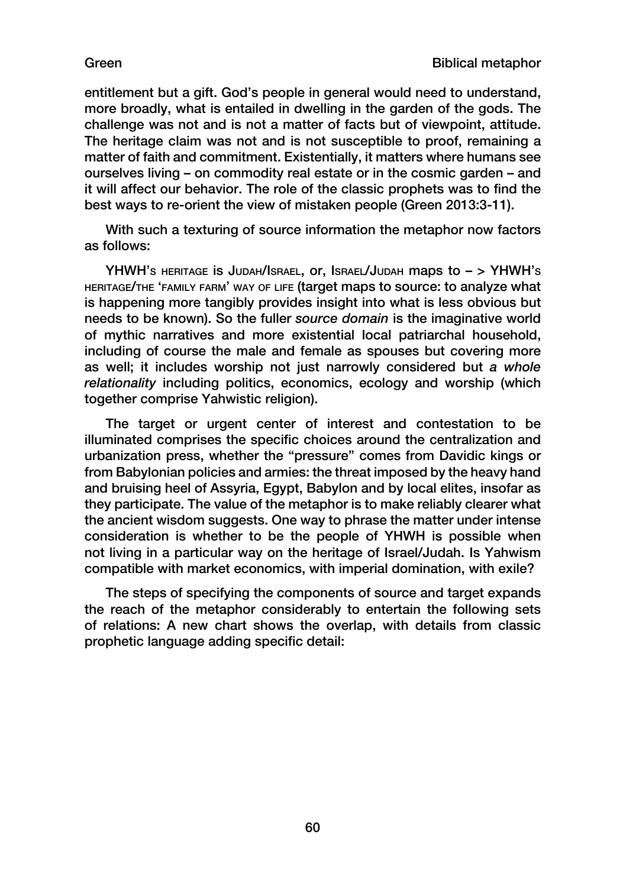entitlement but a gift. God's people in general would need to understand, more broadly, what is entailed in dwelling in the garden of the gods. The challenge was not and is not a matter of facts but of viewpoint, attitude. The heritage claim was not and is not susceptible to proof, remaining a matter of faith and commitment. Existentially, it matters where humans see ourselves living – on commodity real estate or in the cosmic garden – and it will affect our behavior. The role of the classic prophets was to find the best ways to re-orient the view of mistaken people (Green 2013:3-11).

With such a texturing of source information the metaphor now factors as follows:

YHWH's HERITAGE is JUDAH/ISRAEL, or, ISRAEL/JUDAH maps to – > YHWH's HERITAGE/THE 'FAMILY FARM' WAY OF LIFE (target maps to source: to analyze what is happening more tangibly provides insight into what is less obvious but needs to be known). So the fuller *source domain* is the imaginative world of mythic narratives and more existential local patriarchal household, including of course the male and female as spouses but covering more as well; it includes worship not just narrowly considered but *a whole relationality* including politics, economics, ecology and worship (which together comprise Yahwistic religion).

The target or urgent center of interest and contestation to be illuminated comprises the specific choices around the centralization and urbanization press, whether the "pressure" comes from Davidic kings or from Babylonian policies and armies: the threat imposed by the heavy hand and bruising heel of Assyria, Egypt, Babylon and by local elites, insofar as they participate. The value of the metaphor is to make reliably clearer what the ancient wisdom suggests. One way to phrase the matter under intense consideration is whether to be the people of YHWH is possible when not living in a particular way on the heritage of Israel/Judah. Is Yahwism compatible with market economics, with imperial domination, with exile?

The steps of specifying the components of source and target expands the reach of the metaphor considerably to entertain the following sets of relations: A new chart shows the overlap, with details from classic prophetic language adding specific detail: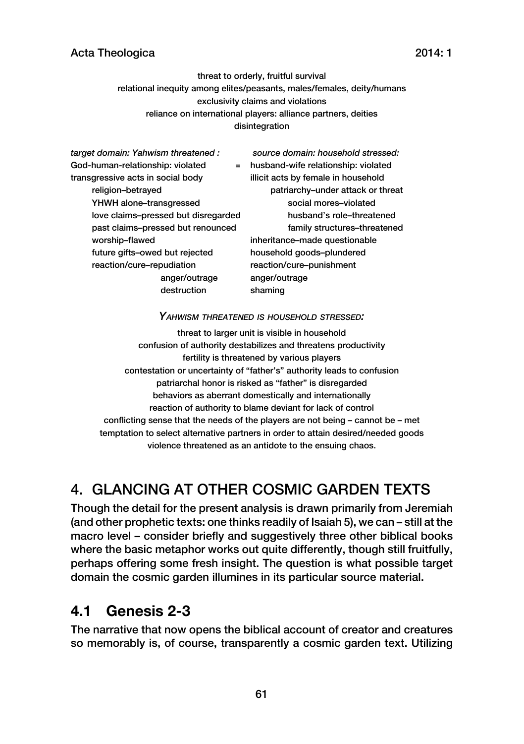threat to orderly, fruitful survival
relational inequity among elites/peasants, males/females, deity/humans
exclusivity claims and violations
reliance on international players: alliance partners, deities
disintegration

| *target domain: Yahwism threatened :* | | *source domain: household stressed:* |
|---|---|---|
| God-human-relationship: violated | = | husband-wife relationship: violated |
| transgressive acts in social body | | illicit acts by female in household |
| religion–betrayed | | patriarchy–under attack or threat |
| YHWH alone–transgressed | | social mores–violated |
| love claims–pressed but disregarded | | husband's role–threatened |
| past claims–pressed but renounced | | family structures–threatened |
| worship–flawed | | inheritance–made questionable |
| future gifts–owed but rejected | | household goods–plundered |
| reaction/cure–repudiation | | reaction/cure–punishment |
| anger/outrage | | anger/outrage |
| destruction | | shaming |

*YAHWISM THREATENED IS HOUSEHOLD STRESSED:*

threat to larger unit is visible in household
confusion of authority destabilizes and threatens productivity
fertility is threatened by various players
contestation or uncertainty of "father's" authority leads to confusion
patriarchal honor is risked as "father" is disregarded
behaviors as aberrant domestically and internationally
reaction of authority to blame deviant for lack of control
conflicting sense that the needs of the players are not being – cannot be – met
temptation to select alternative partners in order to attain desired/needed goods
violence threatened as an antidote to the ensuing chaos.

## 4. GLANCING AT OTHER COSMIC GARDEN TEXTS

Though the detail for the present analysis is drawn primarily from Jeremiah (and other prophetic texts: one thinks readily of Isaiah 5), we can – still at the macro level – consider briefly and suggestively three other biblical books where the basic metaphor works out quite differently, though still fruitfully, perhaps offering some fresh insight. The question is what possible target domain the cosmic garden illumines in its particular source material.

### 4.1 Genesis 2-3

The narrative that now opens the biblical account of creator and creatures so memorably is, of course, transparently a cosmic garden text. Utilizing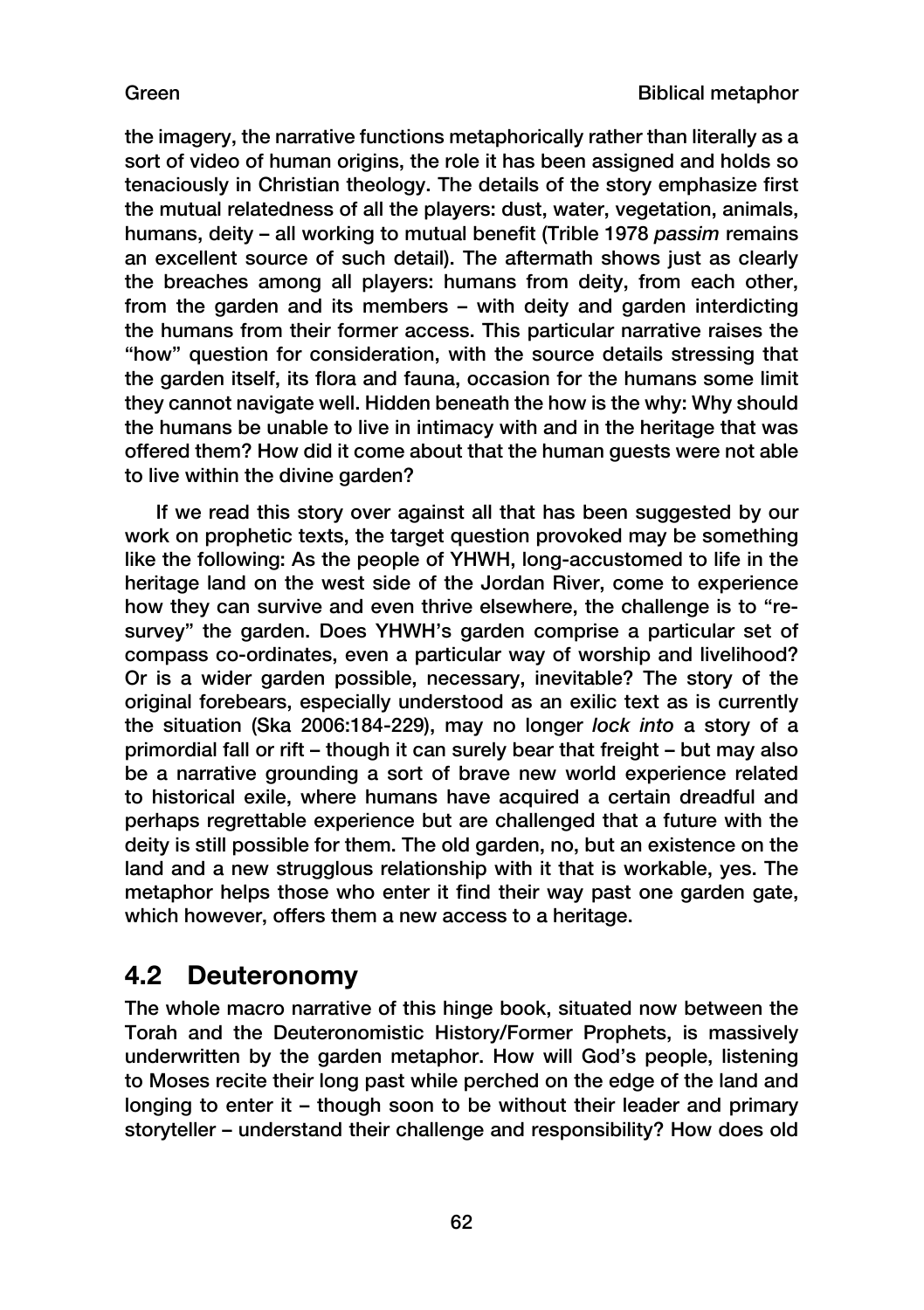the imagery, the narrative functions metaphorically rather than literally as a sort of video of human origins, the role it has been assigned and holds so tenaciously in Christian theology. The details of the story emphasize first the mutual relatedness of all the players: dust, water, vegetation, animals, humans, deity – all working to mutual benefit (Trible 1978 *passim* remains an excellent source of such detail). The aftermath shows just as clearly the breaches among all players: humans from deity, from each other, from the garden and its members – with deity and garden interdicting the humans from their former access. This particular narrative raises the "how" question for consideration, with the source details stressing that the garden itself, its flora and fauna, occasion for the humans some limit they cannot navigate well. Hidden beneath the how is the why: Why should the humans be unable to live in intimacy with and in the heritage that was offered them? How did it come about that the human guests were not able to live within the divine garden?

If we read this story over against all that has been suggested by our work on prophetic texts, the target question provoked may be something like the following: As the people of YHWH, long-accustomed to life in the heritage land on the west side of the Jordan River, come to experience how they can survive and even thrive elsewhere, the challenge is to "re-survey" the garden. Does YHWH's garden comprise a particular set of compass co-ordinates, even a particular way of worship and livelihood? Or is a wider garden possible, necessary, inevitable? The story of the original forebears, especially understood as an exilic text as is currently the situation (Ska 2006:184-229), may no longer *lock into* a story of a primordial fall or rift – though it can surely bear that freight – but may also be a narrative grounding a sort of brave new world experience related to historical exile, where humans have acquired a certain dreadful and perhaps regrettable experience but are challenged that a future with the deity is still possible for them. The old garden, no, but an existence on the land and a new strugglous relationship with it that is workable, yes. The metaphor helps those who enter it find their way past one garden gate, which however, offers them a new access to a heritage.

## 4.2 Deuteronomy

The whole macro narrative of this hinge book, situated now between the Torah and the Deuteronomistic History/Former Prophets, is massively underwritten by the garden metaphor. How will God's people, listening to Moses recite their long past while perched on the edge of the land and longing to enter it – though soon to be without their leader and primary storyteller – understand their challenge and responsibility? How does old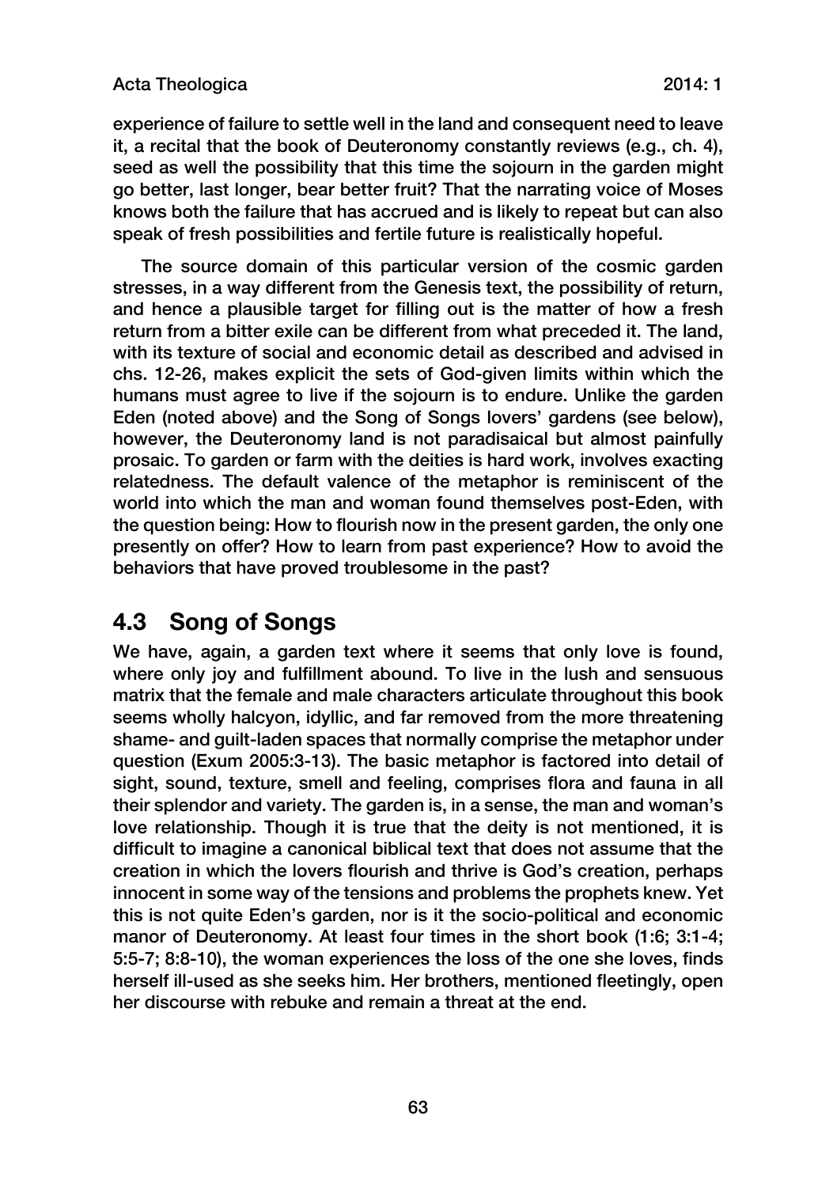experience of failure to settle well in the land and consequent need to leave it, a recital that the book of Deuteronomy constantly reviews (e.g., ch. 4), seed as well the possibility that this time the sojourn in the garden might go better, last longer, bear better fruit? That the narrating voice of Moses knows both the failure that has accrued and is likely to repeat but can also speak of fresh possibilities and fertile future is realistically hopeful.

The source domain of this particular version of the cosmic garden stresses, in a way different from the Genesis text, the possibility of return, and hence a plausible target for filling out is the matter of how a fresh return from a bitter exile can be different from what preceded it. The land, with its texture of social and economic detail as described and advised in chs. 12-26, makes explicit the sets of God-given limits within which the humans must agree to live if the sojourn is to endure. Unlike the garden Eden (noted above) and the Song of Songs lovers' gardens (see below), however, the Deuteronomy land is not paradisaical but almost painfully prosaic. To garden or farm with the deities is hard work, involves exacting relatedness. The default valence of the metaphor is reminiscent of the world into which the man and woman found themselves post-Eden, with the question being: How to flourish now in the present garden, the only one presently on offer? How to learn from past experience? How to avoid the behaviors that have proved troublesome in the past?

## 4.3 Song of Songs

We have, again, a garden text where it seems that only love is found, where only joy and fulfillment abound. To live in the lush and sensuous matrix that the female and male characters articulate throughout this book seems wholly halcyon, idyllic, and far removed from the more threatening shame- and guilt-laden spaces that normally comprise the metaphor under question (Exum 2005:3-13). The basic metaphor is factored into detail of sight, sound, texture, smell and feeling, comprises flora and fauna in all their splendor and variety. The garden is, in a sense, the man and woman's love relationship. Though it is true that the deity is not mentioned, it is difficult to imagine a canonical biblical text that does not assume that the creation in which the lovers flourish and thrive is God's creation, perhaps innocent in some way of the tensions and problems the prophets knew. Yet this is not quite Eden's garden, nor is it the socio-political and economic manor of Deuteronomy. At least four times in the short book (1:6; 3:1-4; 5:5-7; 8:8-10), the woman experiences the loss of the one she loves, finds herself ill-used as she seeks him. Her brothers, mentioned fleetingly, open her discourse with rebuke and remain a threat at the end.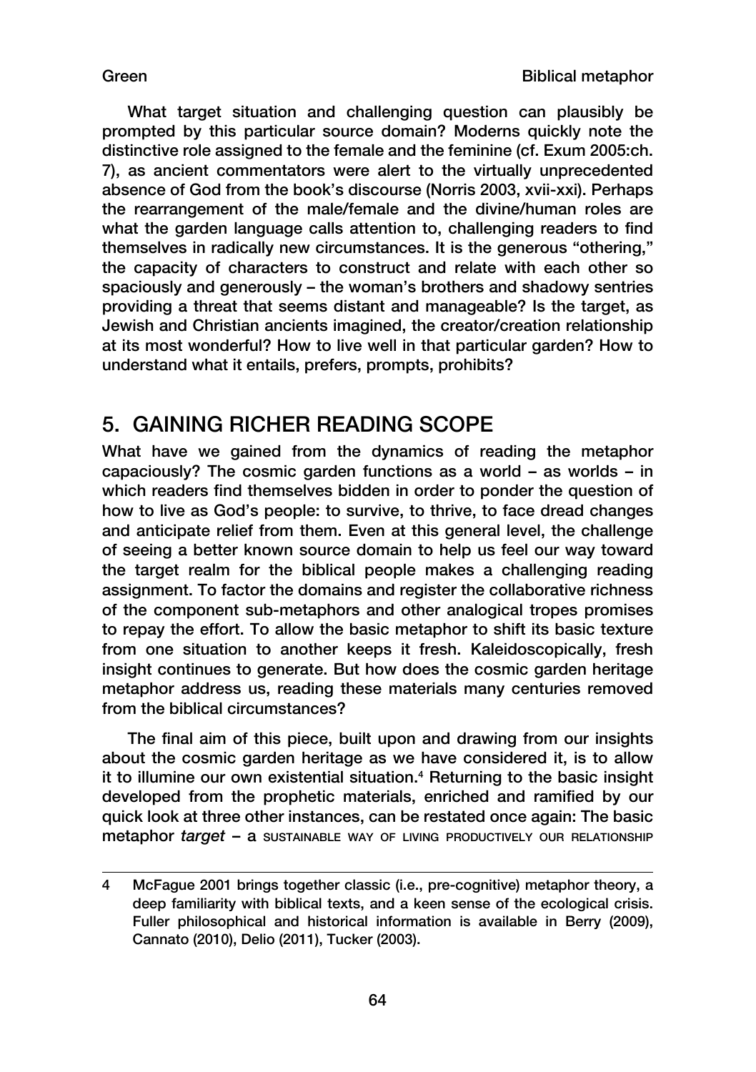What target situation and challenging question can plausibly be prompted by this particular source domain? Moderns quickly note the distinctive role assigned to the female and the feminine (cf. Exum 2005:ch. 7), as ancient commentators were alert to the virtually unprecedented absence of God from the book's discourse (Norris 2003, xvii-xxi). Perhaps the rearrangement of the male/female and the divine/human roles are what the garden language calls attention to, challenging readers to find themselves in radically new circumstances. It is the generous "othering," the capacity of characters to construct and relate with each other so spaciously and generously – the woman's brothers and shadowy sentries providing a threat that seems distant and manageable? Is the target, as Jewish and Christian ancients imagined, the creator/creation relationship at its most wonderful? How to live well in that particular garden? How to understand what it entails, prefers, prompts, prohibits?

## 5. GAINING RICHER READING SCOPE

What have we gained from the dynamics of reading the metaphor capaciously? The cosmic garden functions as a world – as worlds – in which readers find themselves bidden in order to ponder the question of how to live as God's people: to survive, to thrive, to face dread changes and anticipate relief from them. Even at this general level, the challenge of seeing a better known source domain to help us feel our way toward the target realm for the biblical people makes a challenging reading assignment. To factor the domains and register the collaborative richness of the component sub-metaphors and other analogical tropes promises to repay the effort. To allow the basic metaphor to shift its basic texture from one situation to another keeps it fresh. Kaleidoscopically, fresh insight continues to generate. But how does the cosmic garden heritage metaphor address us, reading these materials many centuries removed from the biblical circumstances?

The final aim of this piece, built upon and drawing from our insights about the cosmic garden heritage as we have considered it, is to allow it to illumine our own existential situation.[4] Returning to the basic insight developed from the prophetic materials, enriched and ramified by our quick look at three other instances, can be restated once again: The basic metaphor *target* – a SUSTAINABLE WAY OF LIVING PRODUCTIVELY OUR RELATIONSHIP

---

4 McFague 2001 brings together classic (i.e., pre-cognitive) metaphor theory, a deep familiarity with biblical texts, and a keen sense of the ecological crisis. Fuller philosophical and historical information is available in Berry (2009), Cannato (2010), Delio (2011), Tucker (2003).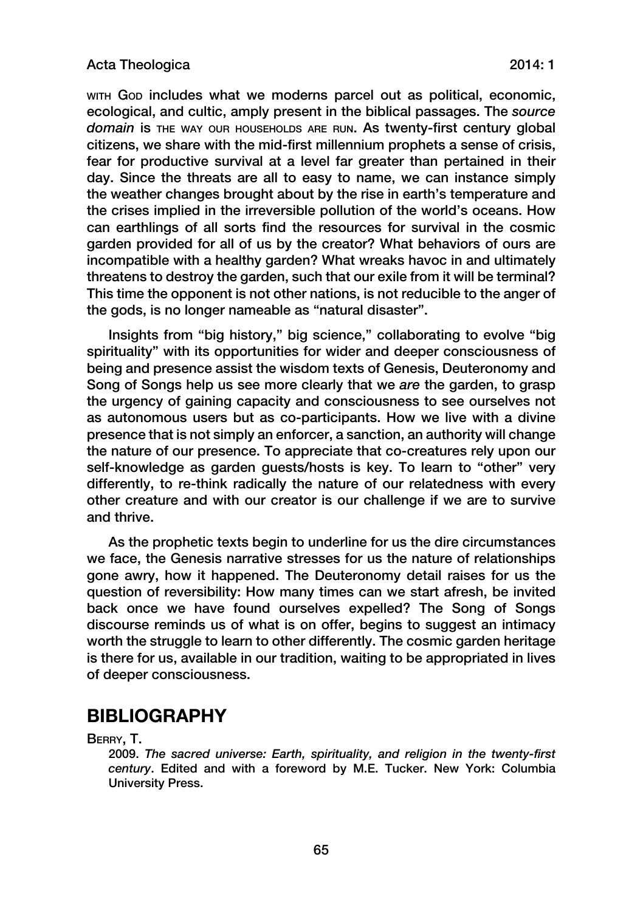WITH GOD includes what we moderns parcel out as political, economic, ecological, and cultic, amply present in the biblical passages. The *source domain* is THE WAY OUR HOUSEHOLDS ARE RUN. As twenty-first century global citizens, we share with the mid-first millennium prophets a sense of crisis, fear for productive survival at a level far greater than pertained in their day. Since the threats are all to easy to name, we can instance simply the weather changes brought about by the rise in earth's temperature and the crises implied in the irreversible pollution of the world's oceans. How can earthlings of all sorts find the resources for survival in the cosmic garden provided for all of us by the creator? What behaviors of ours are incompatible with a healthy garden? What wreaks havoc in and ultimately threatens to destroy the garden, such that our exile from it will be terminal? This time the opponent is not other nations, is not reducible to the anger of the gods, is no longer nameable as "natural disaster".

Insights from "big history," big science," collaborating to evolve "big spirituality" with its opportunities for wider and deeper consciousness of being and presence assist the wisdom texts of Genesis, Deuteronomy and Song of Songs help us see more clearly that we *are* the garden, to grasp the urgency of gaining capacity and consciousness to see ourselves not as autonomous users but as co-participants. How we live with a divine presence that is not simply an enforcer, a sanction, an authority will change the nature of our presence. To appreciate that co-creatures rely upon our self-knowledge as garden guests/hosts is key. To learn to "other" very differently, to re-think radically the nature of our relatedness with every other creature and with our creator is our challenge if we are to survive and thrive.

As the prophetic texts begin to underline for us the dire circumstances we face, the Genesis narrative stresses for us the nature of relationships gone awry, how it happened. The Deuteronomy detail raises for us the question of reversibility: How many times can we start afresh, be invited back once we have found ourselves expelled? The Song of Songs discourse reminds us of what is on offer, begins to suggest an intimacy worth the struggle to learn to other differently. The cosmic garden heritage is there for us, available in our tradition, waiting to be appropriated in lives of deeper consciousness.

## BIBLIOGRAPHY

BERRY, T.

2009. *The sacred universe: Earth, spirituality, and religion in the twenty-first century*. Edited and with a foreword by M.E. Tucker. New York: Columbia University Press.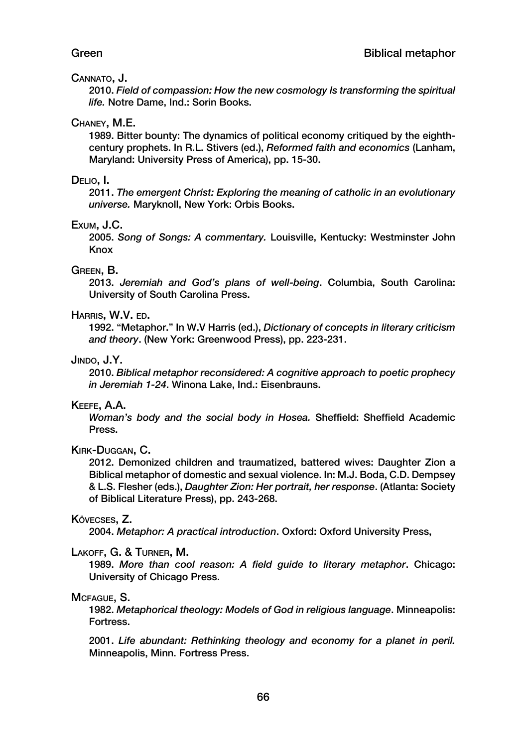CANNATO, J.

2010. *Field of compassion: How the new cosmology Is transforming the spiritual life.* Notre Dame, Ind.: Sorin Books.

CHANEY, M.E.

1989. Bitter bounty: The dynamics of political economy critiqued by the eighth-century prophets. In R.L. Stivers (ed.), *Reformed faith and economics* (Lanham, Maryland: University Press of America), pp. 15-30.

DELIO, I.

2011. *The emergent Christ: Exploring the meaning of catholic in an evolutionary universe.* Maryknoll, New York: Orbis Books.

EXUM, J.C.

2005. *Song of Songs: A commentary.* Louisville, Kentucky: Westminster John Knox

GREEN, B.

2013. *Jeremiah and God's plans of well-being*. Columbia, South Carolina: University of South Carolina Press.

HARRIS, W.V. ED.

1992. "Metaphor." In W.V Harris (ed.), *Dictionary of concepts in literary criticism and theory*. (New York: Greenwood Press), pp. 223-231.

JINDO, J.Y.

2010. *Biblical metaphor reconsidered: A cognitive approach to poetic prophecy in Jeremiah 1-24*. Winona Lake, Ind.: Eisenbrauns.

KEEFE, A.A.

*Woman's body and the social body in Hosea.* Sheffield: Sheffield Academic Press.

KIRK-DUGGAN, C.

2012. Demonized children and traumatized, battered wives: Daughter Zion a Biblical metaphor of domestic and sexual violence. In: M.J. Boda, C.D. Dempsey & L.S. Flesher (eds.), *Daughter Zion: Her portrait, her response*. (Atlanta: Society of Biblical Literature Press), pp. 243-268.

KÖVECSES, Z.

2004. *Metaphor: A practical introduction*. Oxford: Oxford University Press,

LAKOFF, G. & TURNER, M.

1989. *More than cool reason: A field guide to literary metaphor*. Chicago: University of Chicago Press.

MCFAGUE, S.

1982. *Metaphorical theology: Models of God in religious language*. Minneapolis: Fortress.

2001. *Life abundant: Rethinking theology and economy for a planet in peril.* Minneapolis, Minn. Fortress Press.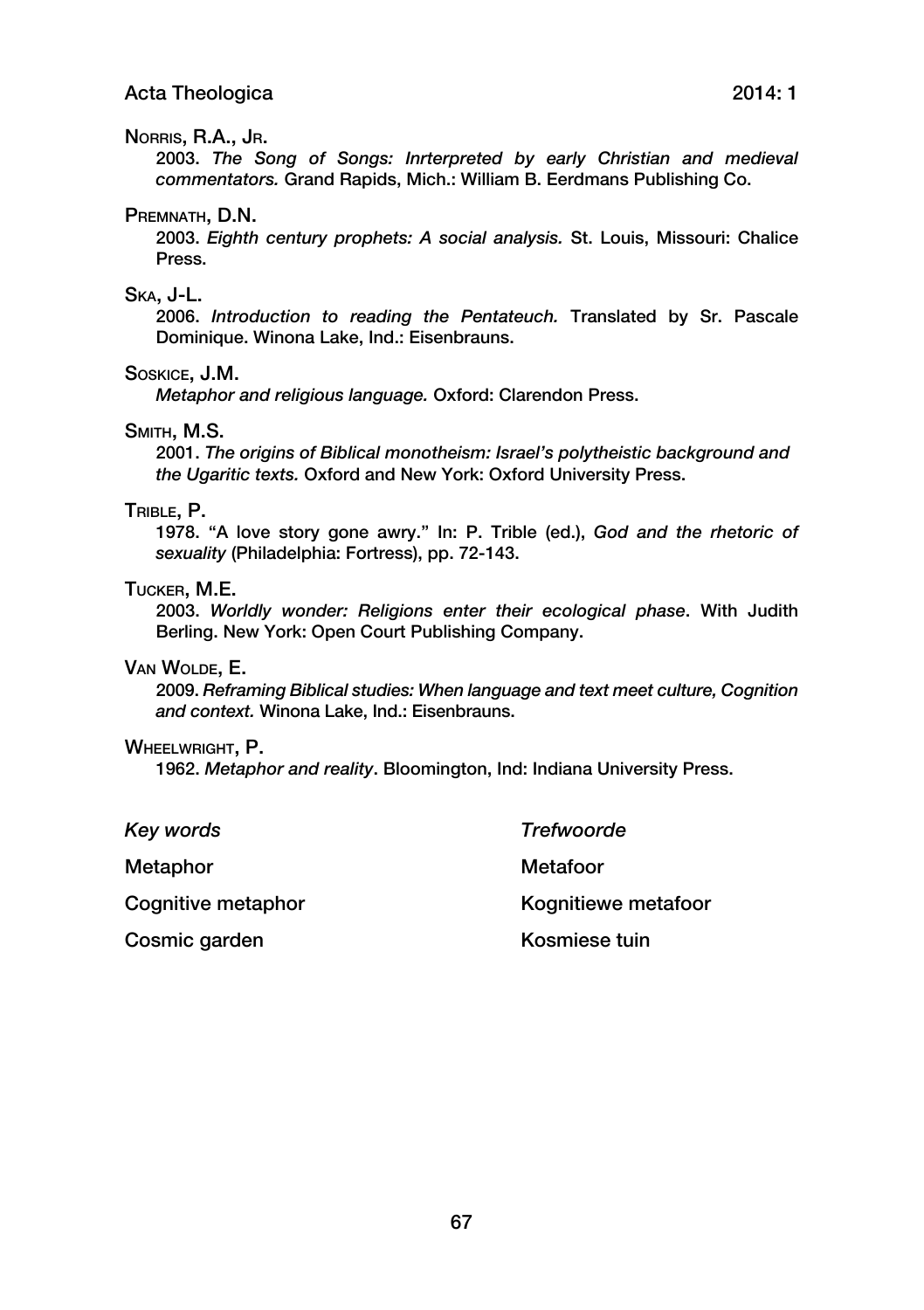NORRIS, R.A., JR.

2003. *The Song of Songs: Inrterpreted by early Christian and medieval commentators.* Grand Rapids, Mich.: William B. Eerdmans Publishing Co.

PREMNATH, D.N.

2003. *Eighth century prophets: A social analysis.* St. Louis, Missouri: Chalice Press.

SKA, J-L.

2006. *Introduction to reading the Pentateuch.* Translated by Sr. Pascale Dominique. Winona Lake, Ind.: Eisenbrauns.

SOSKICE, J.M.

*Metaphor and religious language.* Oxford: Clarendon Press.

SMITH, M.S.

2001. *The origins of Biblical monotheism: Israel's polytheistic background and the Ugaritic texts.* Oxford and New York: Oxford University Press.

TRIBLE, P.

1978. "A love story gone awry." In: P. Trible (ed.), *God and the rhetoric of sexuality* (Philadelphia: Fortress), pp. 72-143.

TUCKER, M.E.

2003. *Worldly wonder: Religions enter their ecological phase*. With Judith Berling. New York: Open Court Publishing Company.

VAN WOLDE, E.

2009. *Reframing Biblical studies: When language and text meet culture, Cognition and context.* Winona Lake, Ind.: Eisenbrauns.

WHEELWRIGHT, P.

1962. *Metaphor and reality*. Bloomington, Ind: Indiana University Press.

| *Key words* | *Trefwoorde* |
|---|---|
| Metaphor | Metafoor |
| Cognitive metaphor | Kognitiewe metafoor |
| Cosmic garden | Kosmiese tuin |